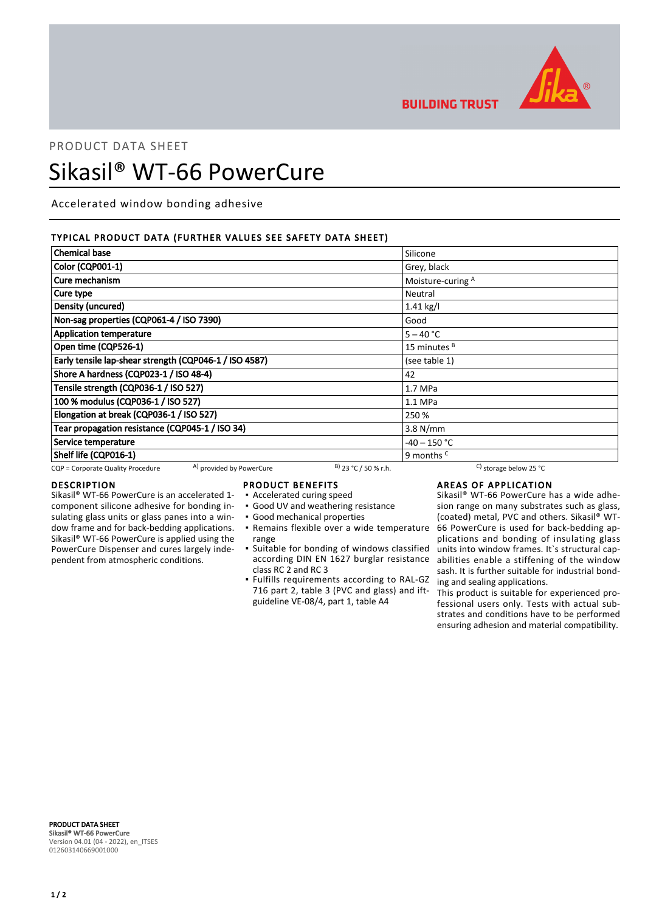BUILDING TRUST

PRODUCT DATA SHEET

# Sikasil® WT-66 PowerCure

Accelerated window bonding adhesive

## TYPICAL PRODUCT DATA (FURTHER VALUES SEE SAFETY DATA SHEET)

| | |
|---|---|
| **Chemical base** | Silicone |
| **Color (CQP001-1)** | Grey, black |
| **Cure mechanism** | Moisture-curing [A] |
| **Cure type** | Neutral |
| **Density (uncured)** | 1.41 kg/l |
| **Non-sag properties (CQP061-4 / ISO 7390)** | Good |
| **Application temperature** | 5 – 40 °C |
| **Open time (CQP526-1)** | 15 minutes [B] |
| **Early tensile lap-shear strength (CQP046-1 / ISO 4587)** | (see table 1) |
| **Shore A hardness (CQP023-1 / ISO 48-4)** | 42 |
| **Tensile strength (CQP036-1 / ISO 527)** | 1.7 MPa |
| **100 % modulus (CQP036-1 / ISO 527)** | 1.1 MPa |
| **Elongation at break (CQP036-1 / ISO 527)** | 250 % |
| **Tear propagation resistance (CQP045-1 / ISO 34)** | 3.8 N/mm |
| **Service temperature** | -40 – 150 °C |
| **Shelf life (CQP016-1)** | 9 months [C] |

CQP = Corporate Quality Procedure    A) provided by PowerCure    B) 23 °C / 50 % r.h.    C) storage below 25 °C

## DESCRIPTION

Sikasil® WT-66 PowerCure is an accelerated 1-component silicone adhesive for bonding insulating glass units or glass panes into a window frame and for back-bedding applications. Sikasil® WT-66 PowerCure is applied using the PowerCure Dispenser and cures largely independent from atmospheric conditions.

## PRODUCT BENEFITS

- Accelerated curing speed
- Good UV and weathering resistance
- Good mechanical properties
- Remains flexible over a wide temperature range
- Suitable for bonding of windows classified according DIN EN 1627 burglar resistance class RC 2 and RC 3
- Fulfills requirements according to RAL-GZ 716 part 2, table 3 (PVC and glass) and ift-guideline VE-08/4, part 1, table A4

## AREAS OF APPLICATION

Sikasil® WT-66 PowerCure has a wide adhesion range on many substrates such as glass, (coated) metal, PVC and others. Sikasil® WT-66 PowerCure is used for back-bedding applications and bonding of insulating glass units into window frames. It`s structural capabilities enable a stiffening of the window sash. It is further suitable for industrial bonding and sealing applications.

This product is suitable for experienced professional users only. Tests with actual substrates and conditions have to be performed ensuring adhesion and material compatibility.

**PRODUCT DATA SHEET**
**Sikasil® WT-66 PowerCure**
Version 04.01 (04 - 2022), en_ITSES
012603140669001000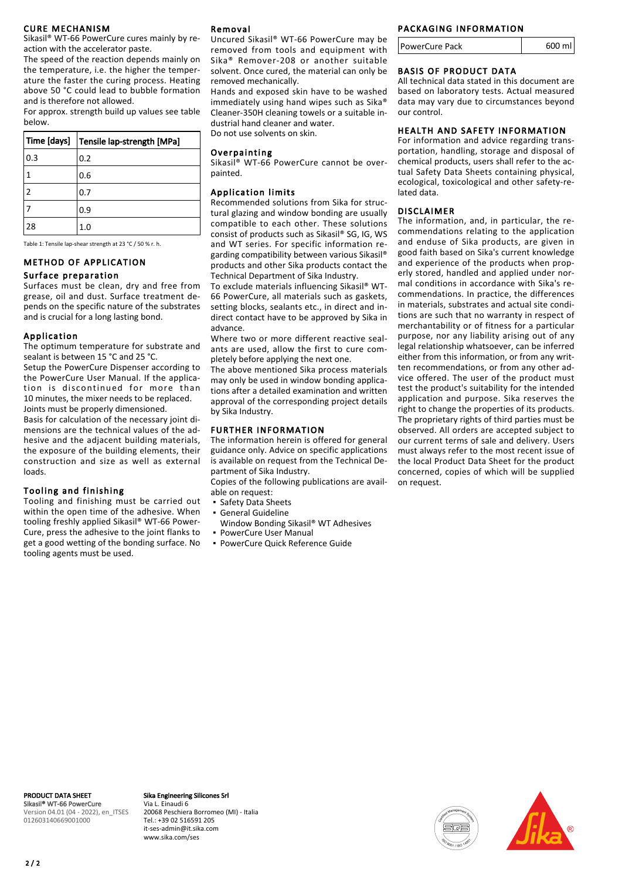## CURE MECHANISM

Sikasil® WT-66 PowerCure cures mainly by reaction with the accelerator paste.

The speed of the reaction depends mainly on the temperature, i.e. the higher the temperature the faster the curing process. Heating above 50 °C could lead to bubble formation and is therefore not allowed.

For approx. strength build up values see table below.

| Time [days] | Tensile lap-strength [MPa] |
|---|---|
| 0.3 | 0.2 |
| 1 | 0.6 |
| 2 | 0.7 |
| 7 | 0.9 |
| 28 | 1.0 |

Table 1: Tensile lap-shear strength at 23 °C / 50 % r. h.

## METHOD OF APPLICATION

### Surface preparation

Surfaces must be clean, dry and free from grease, oil and dust. Surface treatment depends on the specific nature of the substrates and is crucial for a long lasting bond.

### Application

The optimum temperature for substrate and sealant is between 15 °C and 25 °C.

Setup the PowerCure Dispenser according to the PowerCure User Manual. If the application is discontinued for more than 10 minutes, the mixer needs to be replaced.

Joints must be properly dimensioned.

Basis for calculation of the necessary joint dimensions are the technical values of the adhesive and the adjacent building materials, the exposure of the building elements, their construction and size as well as external loads.

### Tooling and finishing

Tooling and finishing must be carried out within the open time of the adhesive. When tooling freshly applied Sikasil® WT-66 PowerCure, press the adhesive to the joint flanks to get a good wetting of the bonding surface. No tooling agents must be used.

### Removal

Uncured Sikasil® WT-66 PowerCure may be removed from tools and equipment with Sika® Remover-208 or another suitable solvent. Once cured, the material can only be removed mechanically.

Hands and exposed skin have to be washed immediately using hand wipes such as Sika® Cleaner-350H cleaning towels or a suitable industrial hand cleaner and water.

Do not use solvents on skin.

### Overpainting

Sikasil® WT-66 PowerCure cannot be overpainted.

### Application limits

Recommended solutions from Sika for structural glazing and window bonding are usually compatible to each other. These solutions consist of products such as Sikasil® SG, IG, WS and WT series. For specific information regarding compatibility between various Sikasil® products and other Sika products contact the Technical Department of Sika Industry.

To exclude materials influencing Sikasil® WT-66 PowerCure, all materials such as gaskets, setting blocks, sealants etc., in direct and indirect contact have to be approved by Sika in advance.

Where two or more different reactive sealants are used, allow the first to cure completely before applying the next one.

The above mentioned Sika process materials may only be used in window bonding applications after a detailed examination and written approval of the corresponding project details by Sika Industry.

## FURTHER INFORMATION

The information herein is offered for general guidance only. Advice on specific applications is available on request from the Technical Department of Sika Industry.

Copies of the following publications are available on request:

- Safety Data Sheets
- General Guideline
  Window Bonding Sikasil® WT Adhesives
- PowerCure User Manual
- PowerCure Quick Reference Guide

## PACKAGING INFORMATION

| | |
|---|---|
| PowerCure Pack | 600 ml |

## BASIS OF PRODUCT DATA

All technical data stated in this document are based on laboratory tests. Actual measured data may vary due to circumstances beyond our control.

## HEALTH AND SAFETY INFORMATION

For information and advice regarding transportation, handling, storage and disposal of chemical products, users shall refer to the actual Safety Data Sheets containing physical, ecological, toxicological and other safety-related data.

## DISCLAIMER

The information, and, in particular, the recommendations relating to the application and enduse of Sika products, are given in good faith based on Sika's current knowledge and experience of the products when properly stored, handled and applied under normal conditions in accordance with Sika's recommendations. In practice, the differences in materials, substrates and actual site conditions are such that no warranty in respect of merchantability or of fitness for a particular purpose, nor any liability arising out of any legal relationship whatsoever, can be inferred either from this information, or from any written recommendations, or from any other advice offered. The user of the product must test the product's suitability for the intended application and purpose. Sika reserves the right to change the properties of its products. The proprietary rights of third parties must be observed. All orders are accepted subject to our current terms of sale and delivery. Users must always refer to the most recent issue of the local Product Data Sheet for the product concerned, copies of which will be supplied on request.

**PRODUCT DATA SHEET**
**Sikasil® WT-66 PowerCure**
Version 04.01 (04 - 2022), en_ITSES
012603140669001000

**Sika Engineering Silicones Srl**
Via L. Einaudi 6
20068 Peschiera Borromeo (MI) - Italia
Tel.: +39 02 516591 205
it-ses-admin@it.sika.com
www.sika.com/ses